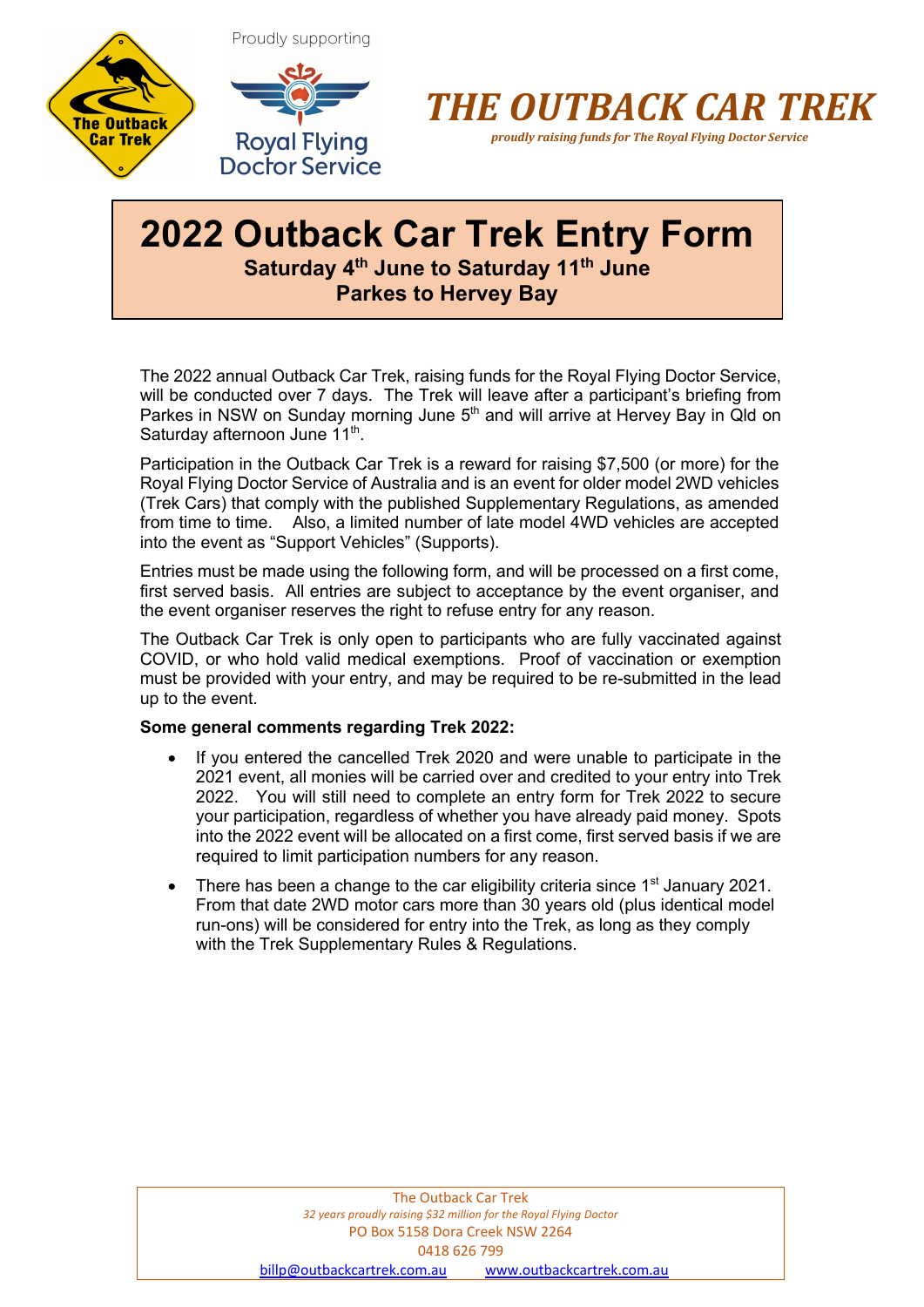Proudly supporting

Royal Flying Doctor Service

# THE OUTBACK CAR TREK

*proudly raising funds for The Royal Flying Doctor Service*

# 2022 Outback Car Trek Entry Form

**Saturday 4th June to Saturday 11th June**
**Parkes to Hervey Bay**

The 2022 annual Outback Car Trek, raising funds for the Royal Flying Doctor Service, will be conducted over 7 days. The Trek will leave after a participant's briefing from Parkes in NSW on Sunday morning June 5th and will arrive at Hervey Bay in Qld on Saturday afternoon June 11th.

Participation in the Outback Car Trek is a reward for raising $7,500 (or more) for the Royal Flying Doctor Service of Australia and is an event for older model 2WD vehicles (Trek Cars) that comply with the published Supplementary Regulations, as amended from time to time. Also, a limited number of late model 4WD vehicles are accepted into the event as "Support Vehicles" (Supports).

Entries must be made using the following form, and will be processed on a first come, first served basis. All entries are subject to acceptance by the event organiser, and the event organiser reserves the right to refuse entry for any reason.

The Outback Car Trek is only open to participants who are fully vaccinated against COVID, or who hold valid medical exemptions. Proof of vaccination or exemption must be provided with your entry, and may be required to be re-submitted in the lead up to the event.

**Some general comments regarding Trek 2022:**

- If you entered the cancelled Trek 2020 and were unable to participate in the 2021 event, all monies will be carried over and credited to your entry into Trek 2022. You will still need to complete an entry form for Trek 2022 to secure your participation, regardless of whether you have already paid money. Spots into the 2022 event will be allocated on a first come, first served basis if we are required to limit participation numbers for any reason.
- There has been a change to the car eligibility criteria since 1st January 2021. From that date 2WD motor cars more than 30 years old (plus identical model run-ons) will be considered for entry into the Trek, as long as they comply with the Trek Supplementary Rules & Regulations.

The Outback Car Trek
*32 years proudly raising $32 million for the Royal Flying Doctor*
PO Box 5158 Dora Creek NSW 2264
0418 626 799
billp@outbackcartrek.com.au www.outbackcartrek.com.au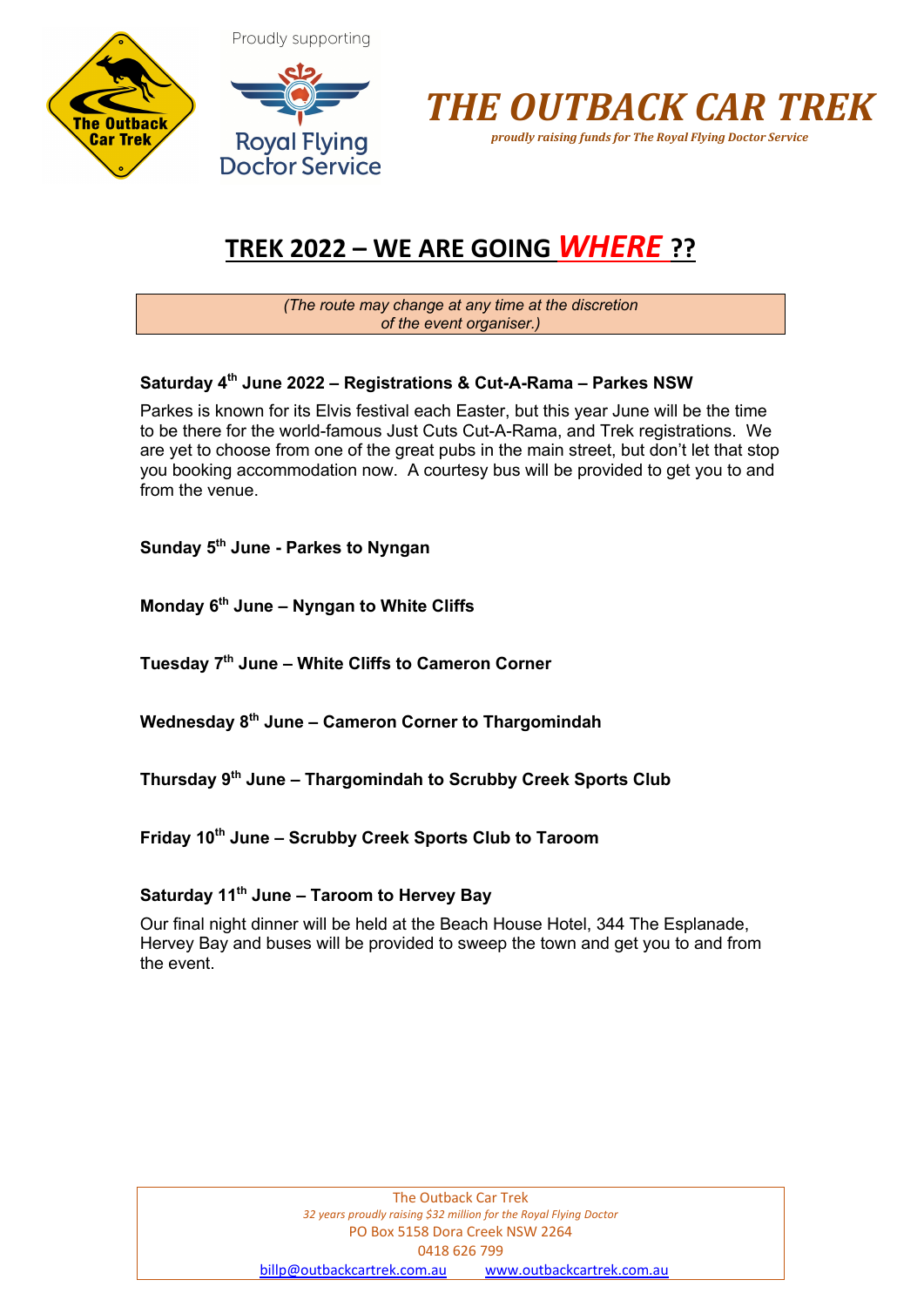Proudly supporting

Royal Flying Doctor Service

# *THE OUTBACK CAR TREK*

*proudly raising funds for The Royal Flying Doctor Service*

## TREK 2022 – WE ARE GOING *WHERE* ??

*(The route may change at any time at the discretion of the event organiser.)*

**Saturday 4th June 2022 – Registrations & Cut-A-Rama – Parkes NSW**

Parkes is known for its Elvis festival each Easter, but this year June will be the time to be there for the world-famous Just Cuts Cut-A-Rama, and Trek registrations. We are yet to choose from one of the great pubs in the main street, but don't let that stop you booking accommodation now. A courtesy bus will be provided to get you to and from the venue.

**Sunday 5th June - Parkes to Nyngan**

**Monday 6th June – Nyngan to White Cliffs**

**Tuesday 7th June – White Cliffs to Cameron Corner**

**Wednesday 8th June – Cameron Corner to Thargomindah**

**Thursday 9th June – Thargomindah to Scrubby Creek Sports Club**

**Friday 10th June – Scrubby Creek Sports Club to Taroom**

**Saturday 11th June – Taroom to Hervey Bay**

Our final night dinner will be held at the Beach House Hotel, 344 The Esplanade, Hervey Bay and buses will be provided to sweep the town and get you to and from the event.

The Outback Car Trek
*32 years proudly raising $32 million for the Royal Flying Doctor*
PO Box 5158 Dora Creek NSW 2264
0418 626 799
billp@outbackcartrek.com.au www.outbackcartrek.com.au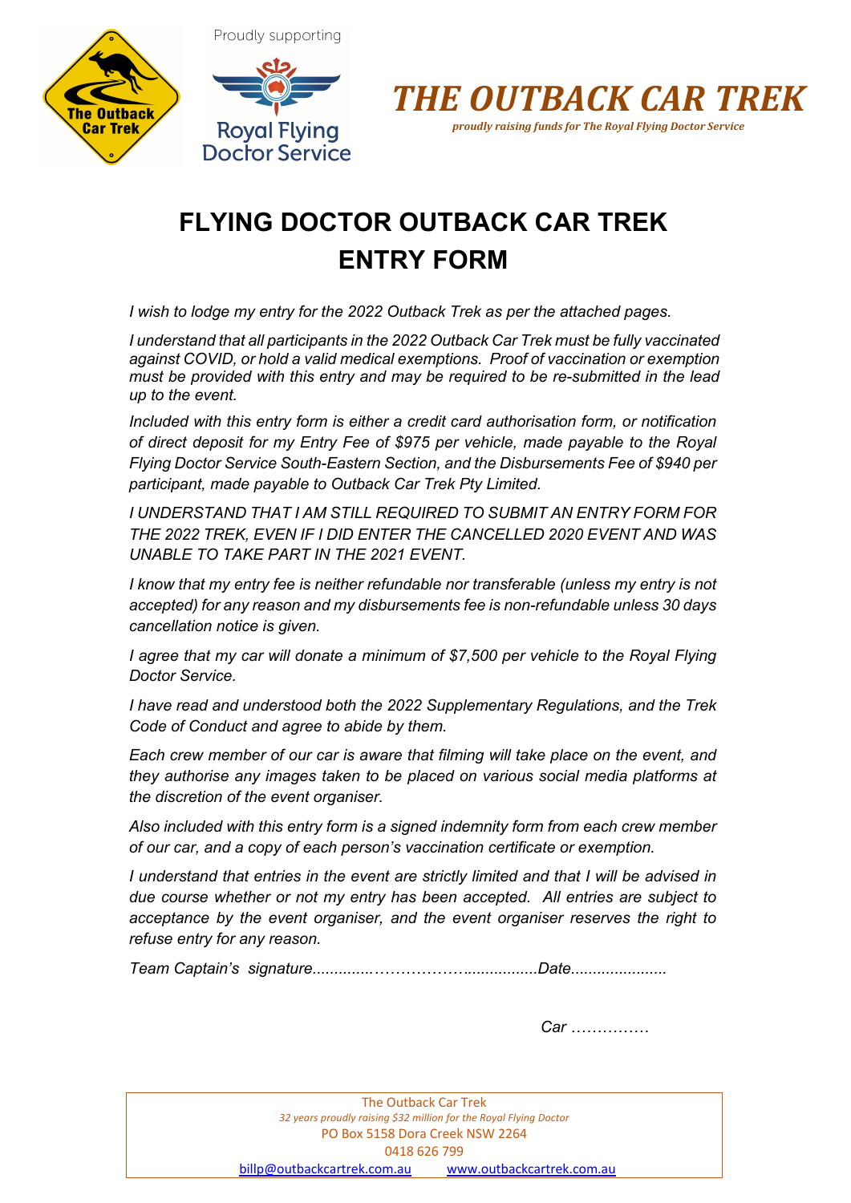Proudly supporting

Royal Flying Doctor Service

***THE OUTBACK CAR TREK***

***proudly raising funds for The Royal Flying Doctor Service***

# FLYING DOCTOR OUTBACK CAR TREK
# ENTRY FORM

*I wish to lodge my entry for the 2022 Outback Trek as per the attached pages.*

*I understand that all participants in the 2022 Outback Car Trek must be fully vaccinated against COVID, or hold a valid medical exemptions. Proof of vaccination or exemption must be provided with this entry and may be required to be re-submitted in the lead up to the event.*

*Included with this entry form is either a credit card authorisation form, or notification of direct deposit for my Entry Fee of $975 per vehicle, made payable to the Royal Flying Doctor Service South-Eastern Section, and the Disbursements Fee of $940 per participant, made payable to Outback Car Trek Pty Limited.*

*I UNDERSTAND THAT I AM STILL REQUIRED TO SUBMIT AN ENTRY FORM FOR THE 2022 TREK, EVEN IF I DID ENTER THE CANCELLED 2020 EVENT AND WAS UNABLE TO TAKE PART IN THE 2021 EVENT.*

*I know that my entry fee is neither refundable nor transferable (unless my entry is not accepted) for any reason and my disbursements fee is non-refundable unless 30 days cancellation notice is given.*

*I agree that my car will donate a minimum of $7,500 per vehicle to the Royal Flying Doctor Service.*

*I have read and understood both the 2022 Supplementary Regulations, and the Trek Code of Conduct and agree to abide by them.*

*Each crew member of our car is aware that filming will take place on the event, and they authorise any images taken to be placed on various social media platforms at the discretion of the event organiser.*

*Also included with this entry form is a signed indemnity form from each crew member of our car, and a copy of each person's vaccination certificate or exemption.*

*I understand that entries in the event are strictly limited and that I will be advised in due course whether or not my entry has been accepted. All entries are subject to acceptance by the event organiser, and the event organiser reserves the right to refuse entry for any reason.*

*Team Captain's signature...............………………................Date......................*

*Car ……………*

The Outback Car Trek
*32 years proudly raising $32 million for the Royal Flying Doctor*
PO Box 5158 Dora Creek NSW 2264
0418 626 799
billp@outbackcartrek.com.au www.outbackcartrek.com.au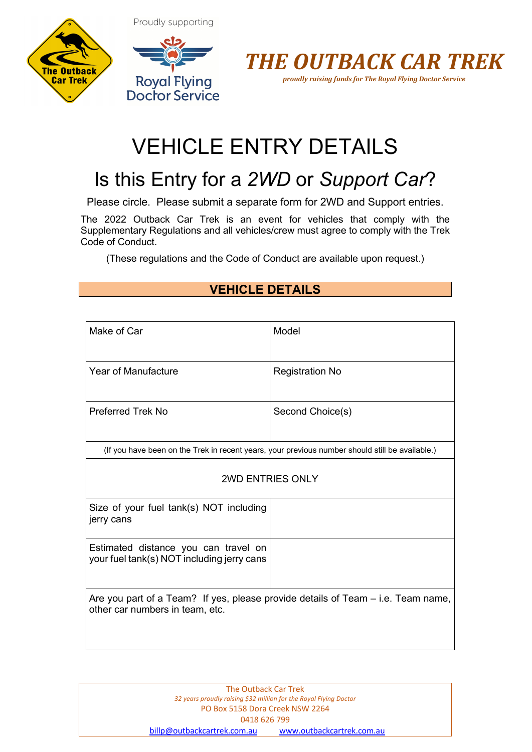Proudly supporting

Royal Flying Doctor Service

# *THE OUTBACK CAR TREK*

***proudly raising funds for The Royal Flying Doctor Service***

# VEHICLE ENTRY DETAILS

## Is this Entry for a *2WD* or *Support Car*?

Please circle. Please submit a separate form for 2WD and Support entries.

The 2022 Outback Car Trek is an event for vehicles that comply with the Supplementary Regulations and all vehicles/crew must agree to comply with the Trek Code of Conduct.

(These regulations and the Code of Conduct are available upon request.)

## VEHICLE DETAILS

| Make of Car | Model |
|---|---|
| Year of Manufacture | Registration No |
| Preferred Trek No | Second Choice(s) |
| (If you have been on the Trek in recent years, your previous number should still be available.) | |
| 2WD ENTRIES ONLY | |
| Size of your fuel tank(s) NOT including jerry cans | |
| Estimated distance you can travel on your fuel tank(s) NOT including jerry cans | |
| Are you part of a Team? If yes, please provide details of Team – i.e. Team name, other car numbers in team, etc. | |

The Outback Car Trek

*32 years proudly raising $32 million for the Royal Flying Doctor*

PO Box 5158 Dora Creek NSW 2264

0418 626 799

billp@outbackcartrek.com.au www.outbackcartrek.com.au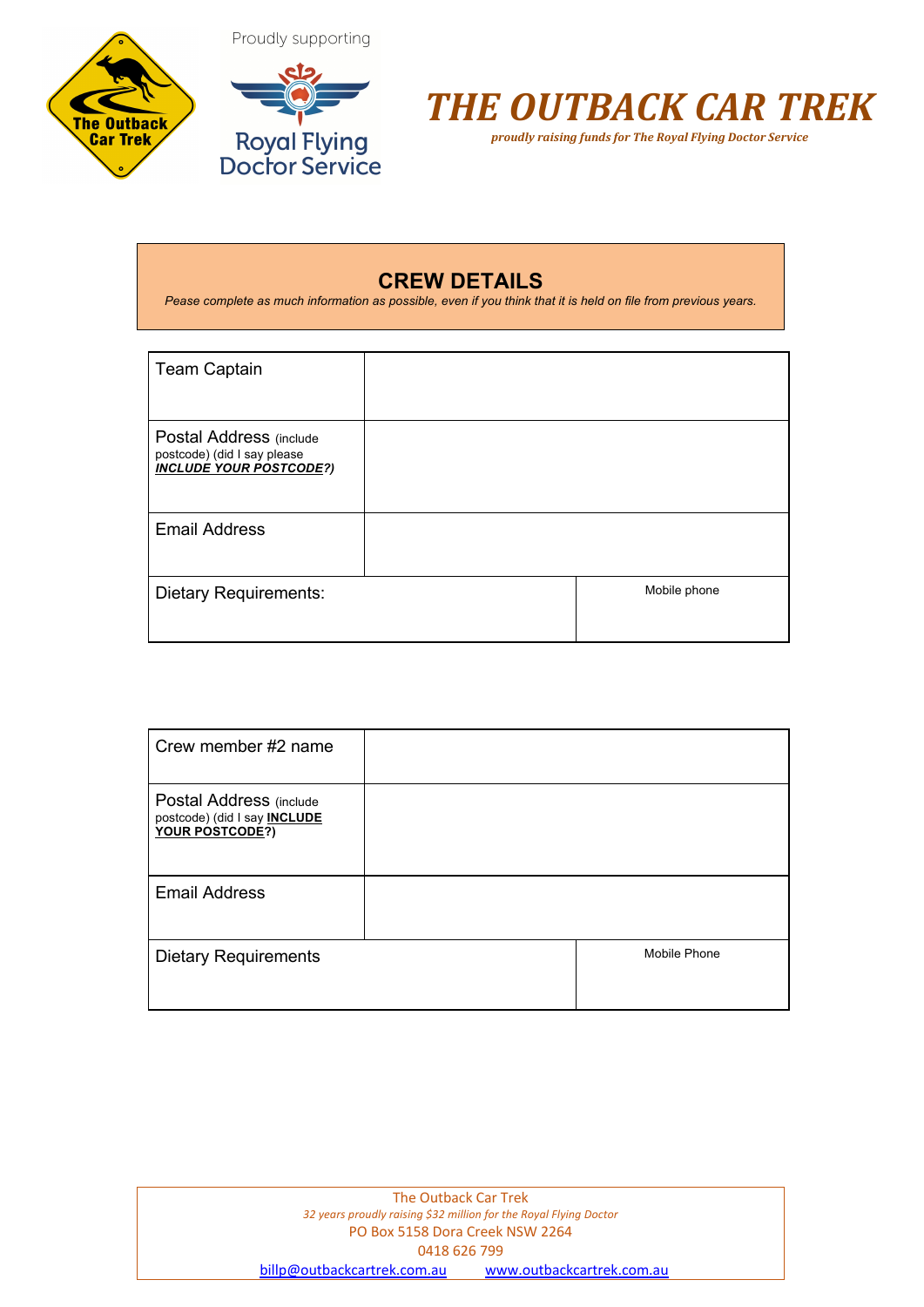Proudly supporting

Royal Flying Doctor Service

# THE OUTBACK CAR TREK

***proudly raising funds for The Royal Flying Doctor Service***

## CREW DETAILS

*Pease complete as much information as possible, even if you think that it is held on file from previous years.*

| Team Captain | | |
|---|---|---|
| Postal Address (include postcode) (did I say please ***INCLUDE YOUR POSTCODE?)*** | | |
| Email Address | | |
| Dietary Requirements: | | Mobile phone |

| Crew member #2 name | | |
|---|---|---|
| Postal Address (include postcode) (did I say **INCLUDE YOUR POSTCODE?)** | | |
| Email Address | | |
| Dietary Requirements | | Mobile Phone |

The Outback Car Trek

*32 years proudly raising $32 million for the Royal Flying Doctor*

PO Box 5158 Dora Creek NSW 2264

0418 626 799

billp@outbackcartrek.com.au www.outbackcartrek.com.au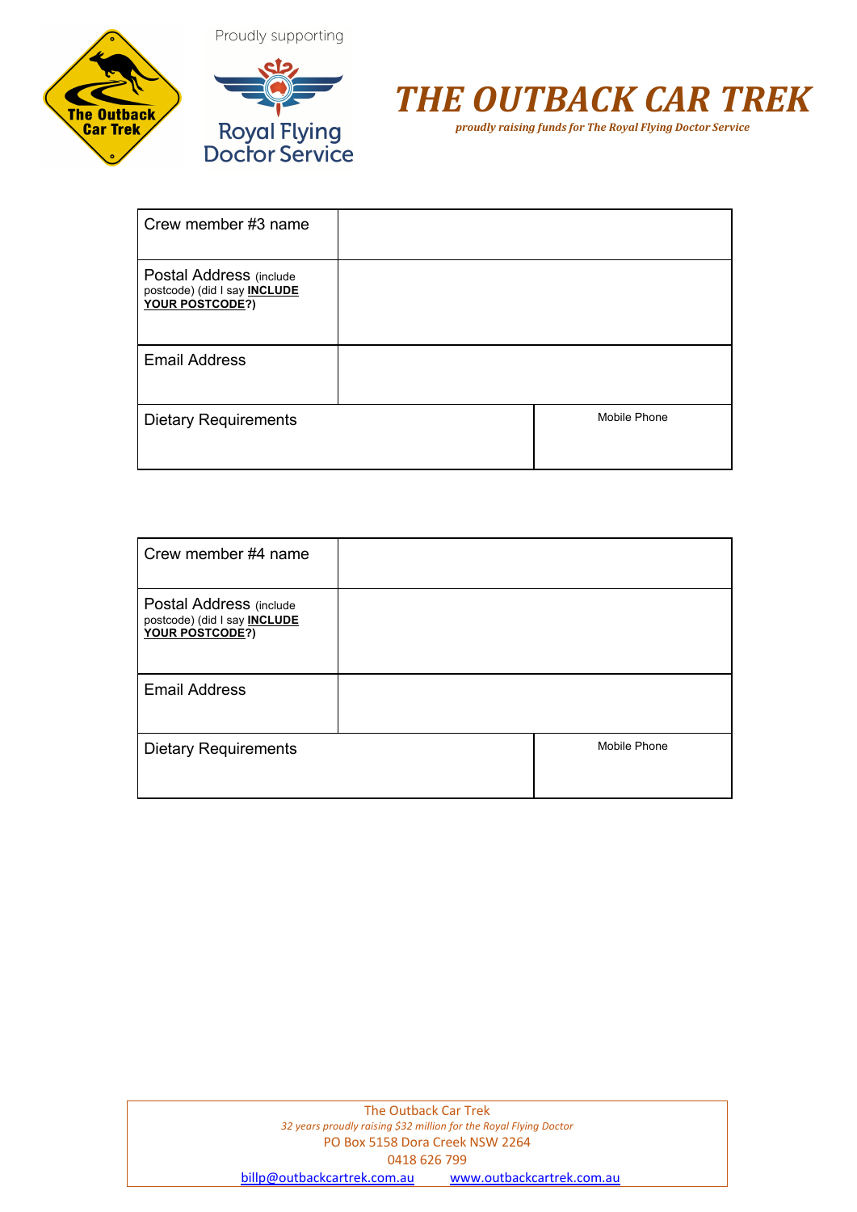Proudly supporting

Royal Flying Doctor Service

# THE OUTBACK CAR TREK

***proudly raising funds for The Royal Flying Doctor Service***

| Crew member #3 name | | |
|---|---|---|
| Postal Address (include postcode) (did I say **INCLUDE YOUR POSTCODE**?) | | |
| Email Address | | |
| Dietary Requirements | | Mobile Phone |

| Crew member #4 name | | |
|---|---|---|
| Postal Address (include postcode) (did I say **INCLUDE YOUR POSTCODE**?) | | |
| Email Address | | |
| Dietary Requirements | | Mobile Phone |

The Outback Car Trek
*32 years proudly raising $32 million for the Royal Flying Doctor*
PO Box 5158 Dora Creek NSW 2264
0418 626 799
billp@outbackcartrek.com.au www.outbackcartrek.com.au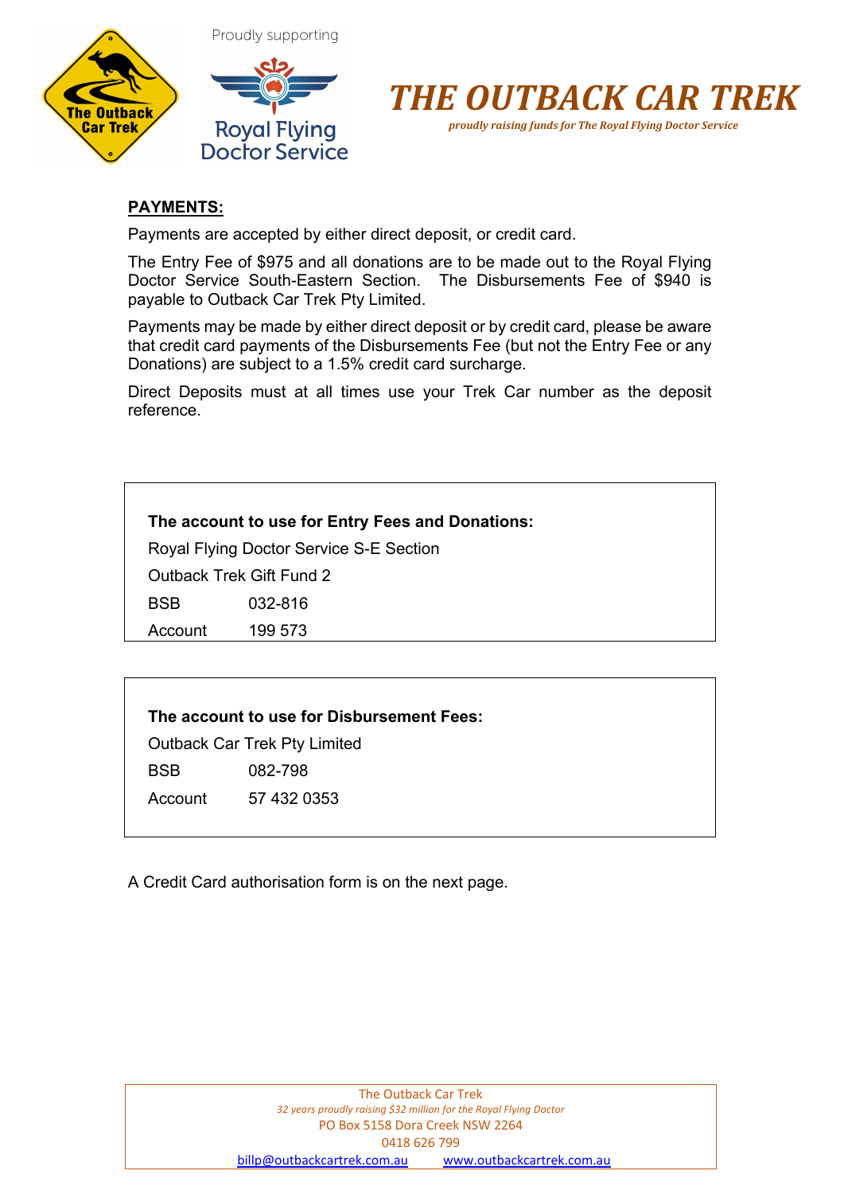# THE OUTBACK CAR TREK

*proudly raising funds for The Royal Flying Doctor Service*

**PAYMENTS:**

Payments are accepted by either direct deposit, or credit card.

The Entry Fee of $975 and all donations are to be made out to the Royal Flying Doctor Service South-Eastern Section. The Disbursements Fee of $940 is payable to Outback Car Trek Pty Limited.

Payments may be made by either direct deposit or by credit card, please be aware that credit card payments of the Disbursements Fee (but not the Entry Fee or any Donations) are subject to a 1.5% credit card surcharge.

Direct Deposits must at all times use your Trek Car number as the deposit reference.

**The account to use for Entry Fees and Donations:**

Royal Flying Doctor Service S-E Section

Outback Trek Gift Fund 2

BSB 032-816

Account 199 573

**The account to use for Disbursement Fees:**

Outback Car Trek Pty Limited

BSB 082-798

Account 57 432 0353

A Credit Card authorisation form is on the next page.

The Outback Car Trek

*32 years proudly raising $32 million for the Royal Flying Doctor*

PO Box 5158 Dora Creek NSW 2264

0418 626 799

billp@outbackcartrek.com.au www.outbackcartrek.com.au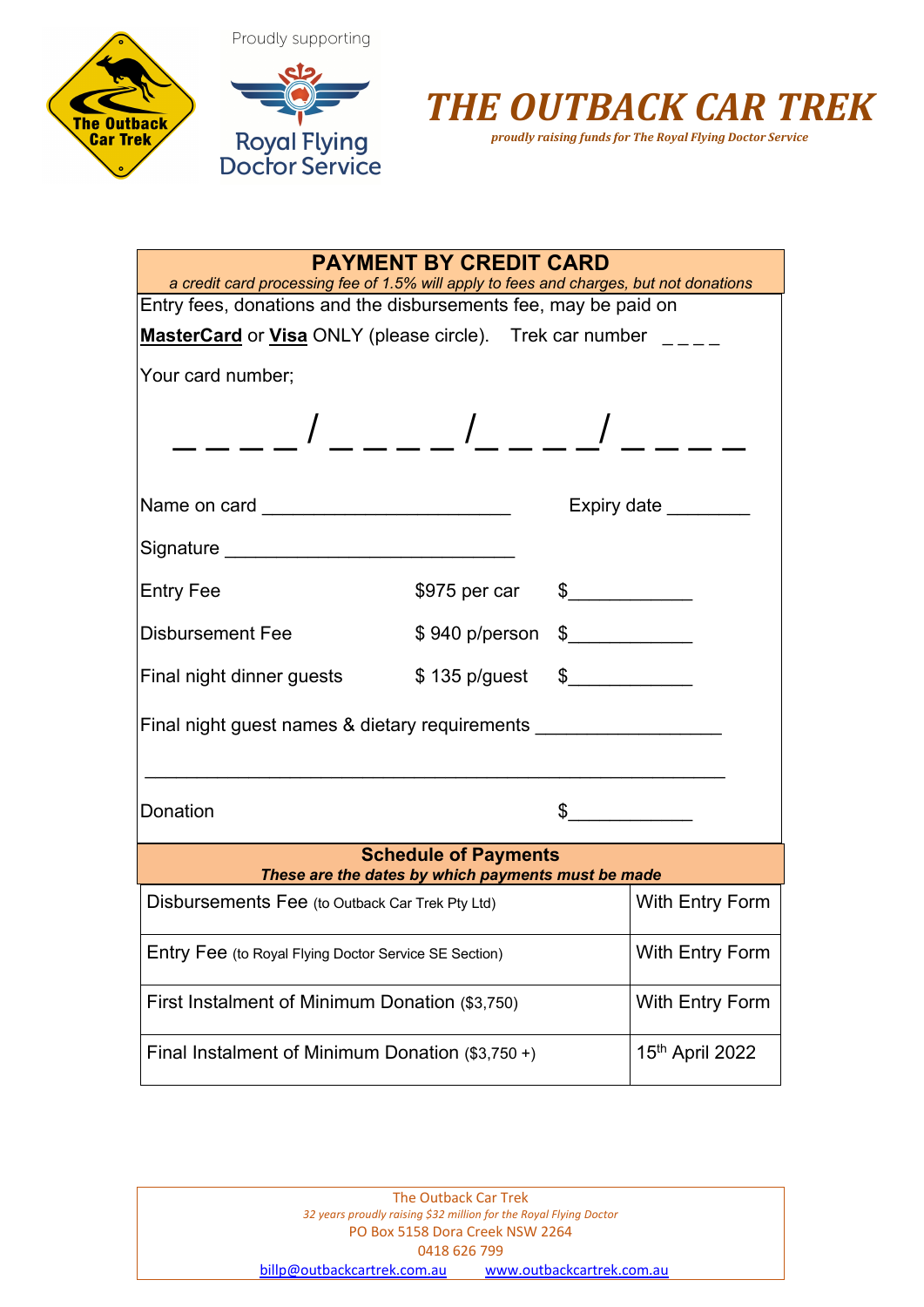Proudly supporting

Royal Flying Doctor Service

# THE OUTBACK CAR TREK

*proudly raising funds for The Royal Flying Doctor Service*

## PAYMENT BY CREDIT CARD

*a credit card processing fee of 1.5% will apply to fees and charges, but not donations*

Entry fees, donations and the disbursements fee, may be paid on

**MasterCard** or **Visa** ONLY (please circle). Trek car number _ _ _ _

Your card number;

_ _ _ _ / _ _ _ _ /_ _ _ _/ _ _ _ _

Name on card ________________________ Expiry date ________

Signature ____________________________

| | | |
|---|---|---|
| Entry Fee | $975 per car | $____________ |
| Disbursement Fee | $ 940 p/person | $____________ |
| Final night dinner guests | $ 135 p/guest | $____________ |

Final night guest names & dietary requirements _________________

________________________________________________________

Donation $____________

## Schedule of Payments

***These are the dates by which payments must be made***

| Payment | Due |
|---|---|
| Disbursements Fee (to Outback Car Trek Pty Ltd) | With Entry Form |
| Entry Fee (to Royal Flying Doctor Service SE Section) | With Entry Form |
| First Instalment of Minimum Donation ($3,750) | With Entry Form |
| Final Instalment of Minimum Donation ($3,750 +) | 15th April 2022 |

The Outback Car Trek

*32 years proudly raising $32 million for the Royal Flying Doctor*

PO Box 5158 Dora Creek NSW 2264

0418 626 799

billp@outbackcartrek.com.au www.outbackcartrek.com.au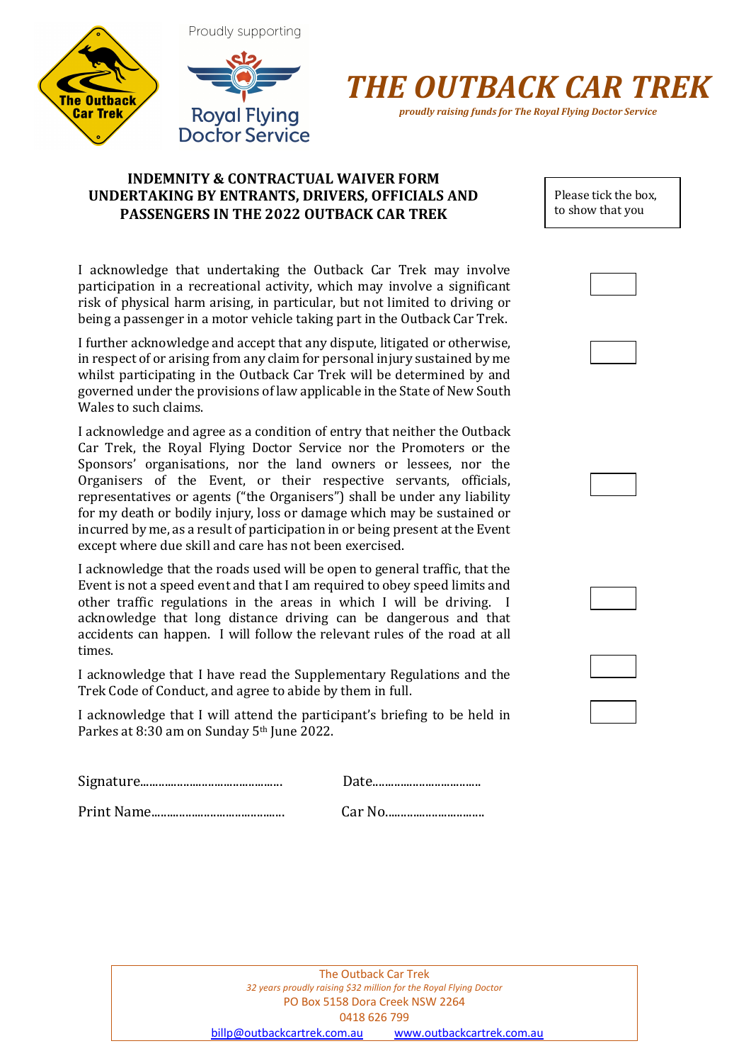Proudly supporting

# THE OUTBACK CAR TREK

*proudly raising funds for The Royal Flying Doctor Service*

**INDEMNITY & CONTRACTUAL WAIVER FORM**
**UNDERTAKING BY ENTRANTS, DRIVERS, OFFICIALS AND PASSENGERS IN THE 2022 OUTBACK CAR TREK**

Please tick the box, to show that you

I acknowledge that undertaking the Outback Car Trek may involve participation in a recreational activity, which may involve a significant risk of physical harm arising, in particular, but not limited to driving or being a passenger in a motor vehicle taking part in the Outback Car Trek. ☐

I further acknowledge and accept that any dispute, litigated or otherwise, in respect of or arising from any claim for personal injury sustained by me whilst participating in the Outback Car Trek will be determined by and governed under the provisions of law applicable in the State of New South Wales to such claims. ☐

I acknowledge and agree as a condition of entry that neither the Outback Car Trek, the Royal Flying Doctor Service nor the Promoters or the Sponsors' organisations, nor the land owners or lessees, nor the Organisers of the Event, or their respective servants, officials, representatives or agents ("the Organisers") shall be under any liability for my death or bodily injury, loss or damage which may be sustained or incurred by me, as a result of participation in or being present at the Event except where due skill and care has not been exercised. ☐

I acknowledge that the roads used will be open to general traffic, that the Event is not a speed event and that I am required to obey speed limits and other traffic regulations in the areas in which I will be driving. I acknowledge that long distance driving can be dangerous and that accidents can happen. I will follow the relevant rules of the road at all times. ☐

I acknowledge that I have read the Supplementary Regulations and the Trek Code of Conduct, and agree to abide by them in full. ☐

I acknowledge that I will attend the participant's briefing to be held in Parkes at 8:30 am on Sunday 5th June 2022. ☐

Signature............................................ Date..................................

Print Name.......................................... Car No...............................

The Outback Car Trek
*32 years proudly raising $32 million for the Royal Flying Doctor*
PO Box 5158 Dora Creek NSW 2264
0418 626 799
billp@outbackcartrek.com.au www.outbackcartrek.com.au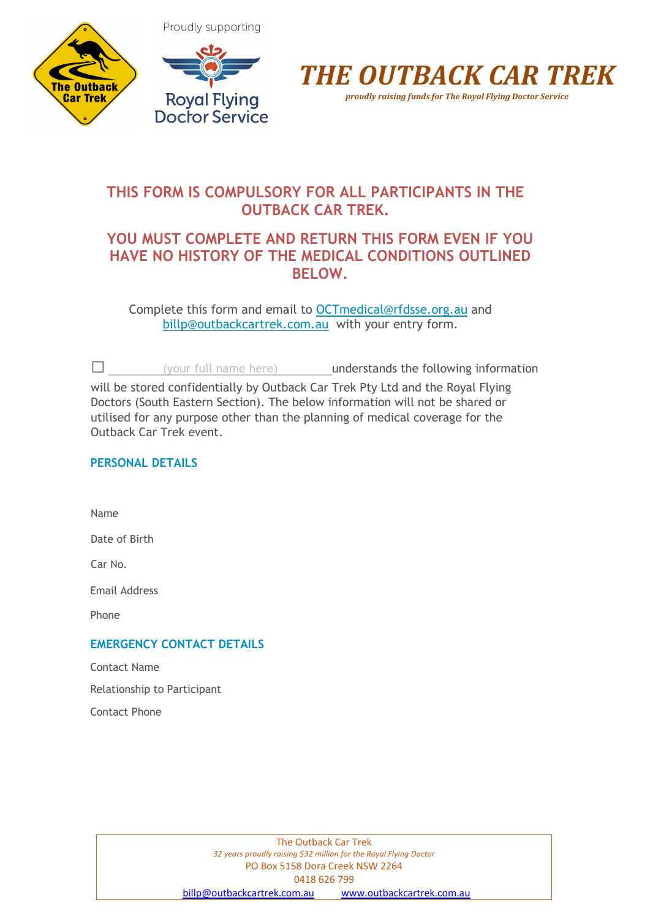Proudly supporting

# THE OUTBACK CAR TREK

*proudly raising funds for The Royal Flying Doctor Service*

## THIS FORM IS COMPULSORY FOR ALL PARTICIPANTS IN THE OUTBACK CAR TREK.

## YOU MUST COMPLETE AND RETURN THIS FORM EVEN IF YOU HAVE NO HISTORY OF THE MEDICAL CONDITIONS OUTLINED BELOW.

Complete this form and email to OCTmedical@rfdsse.org.au and billp@outbackcartrek.com.au with your entry form.

☐ (your full name here) understands the following information will be stored confidentially by Outback Car Trek Pty Ltd and the Royal Flying Doctors (South Eastern Section). The below information will not be shared or utilised for any purpose other than the planning of medical coverage for the Outback Car Trek event.

### PERSONAL DETAILS

Name

Date of Birth

Car No.

Email Address

Phone

### EMERGENCY CONTACT DETAILS

Contact Name

Relationship to Participant

Contact Phone

The Outback Car Trek
*32 years proudly raising $32 million for the Royal Flying Doctor*
PO Box 5158 Dora Creek NSW 2264
0418 626 799
billp@outbackcartrek.com.au www.outbackcartrek.com.au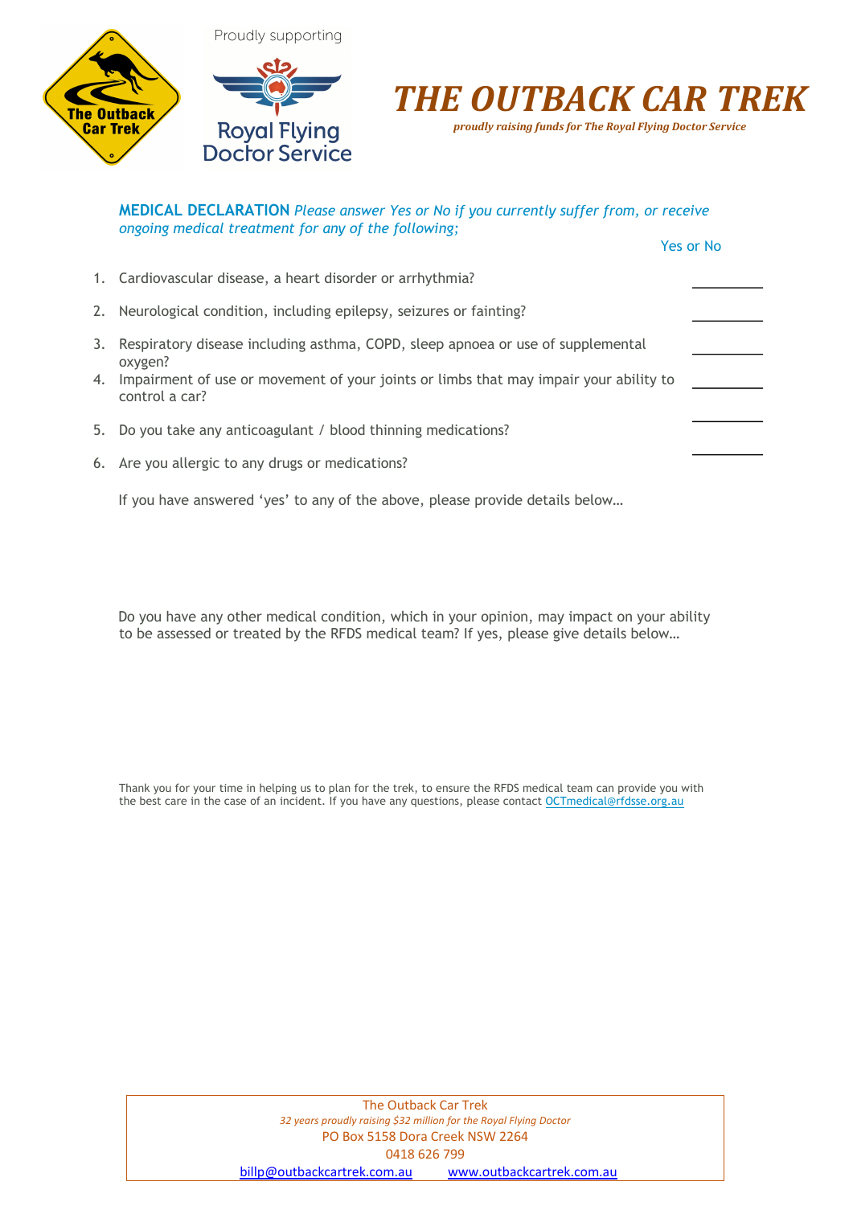Proudly supporting

# THE OUTBACK CAR TREK

*proudly raising funds for The Royal Flying Doctor Service*

**MEDICAL DECLARATION** *Please answer Yes or No if you currently suffer from, or receive ongoing medical treatment for any of the following;*

Yes or No

1. Cardiovascular disease, a heart disorder or arrhythmia? ________
2. Neurological condition, including epilepsy, seizures or fainting? ________
3. Respiratory disease including asthma, COPD, sleep apnoea or use of supplemental oxygen? ________
4. Impairment of use or movement of your joints or limbs that may impair your ability to control a car? ________
5. Do you take any anticoagulant / blood thinning medications? ________
6. Are you allergic to any drugs or medications? ________

If you have answered 'yes' to any of the above, please provide details below…

Do you have any other medical condition, which in your opinion, may impact on your ability to be assessed or treated by the RFDS medical team? If yes, please give details below…

Thank you for your time in helping us to plan for the trek, to ensure the RFDS medical team can provide you with the best care in the case of an incident. If you have any questions, please contact OCTmedical@rfdsse.org.au

The Outback Car Trek
*32 years proudly raising $32 million for the Royal Flying Doctor*
PO Box 5158 Dora Creek NSW 2264
0418 626 799
billp@outbackcartrek.com.au www.outbackcartrek.com.au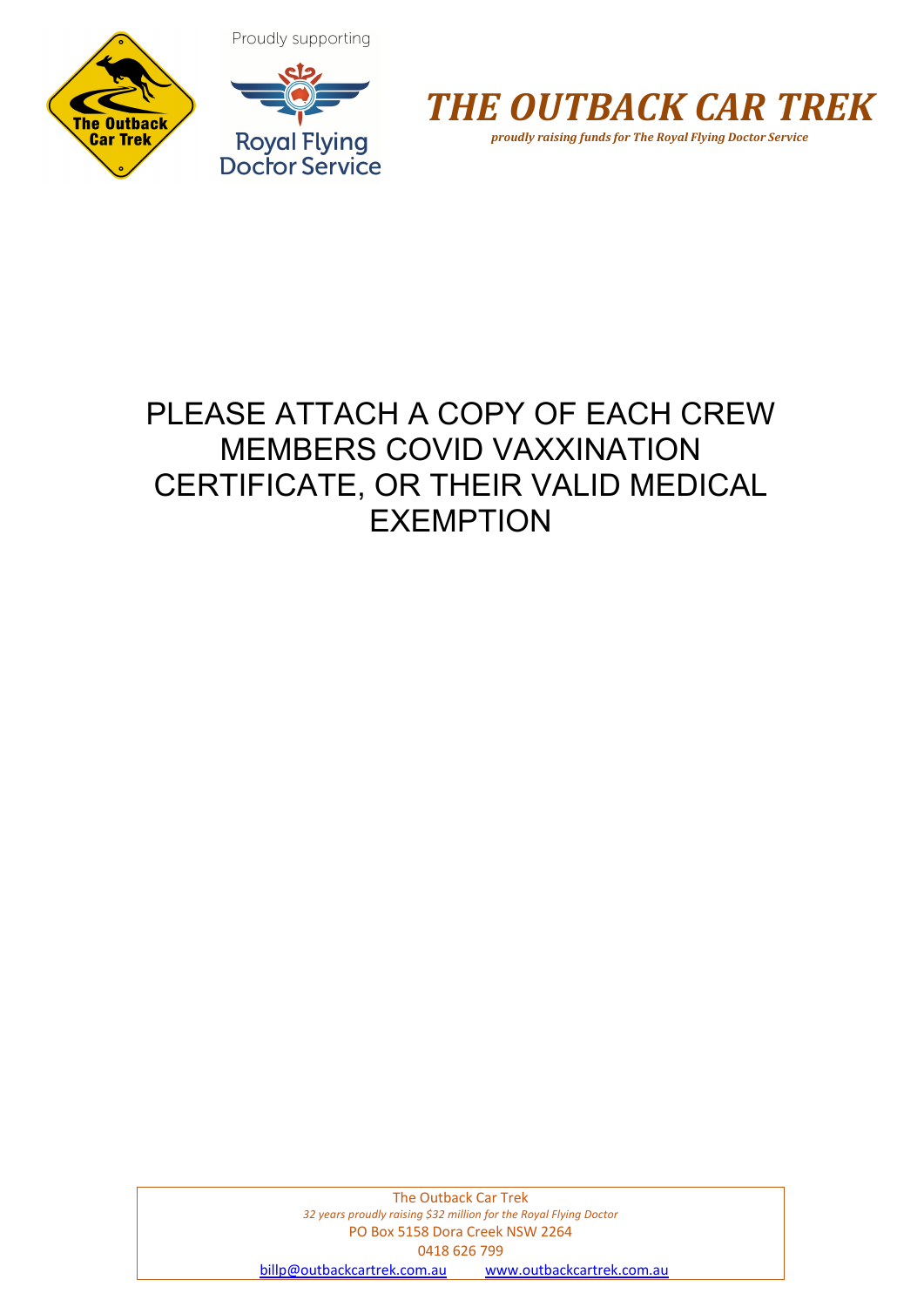Proudly supporting

Royal Flying Doctor Service

# *THE OUTBACK CAR TREK*

***proudly raising funds for The Royal Flying Doctor Service***

PLEASE ATTACH A COPY OF EACH CREW MEMBERS COVID VAXXINATION CERTIFICATE, OR THEIR VALID MEDICAL EXEMPTION

The Outback Car Trek
*32 years proudly raising $32 million for the Royal Flying Doctor*
PO Box 5158 Dora Creek NSW 2264
0418 626 799
billp@outbackcartrek.com.au www.outbackcartrek.com.au